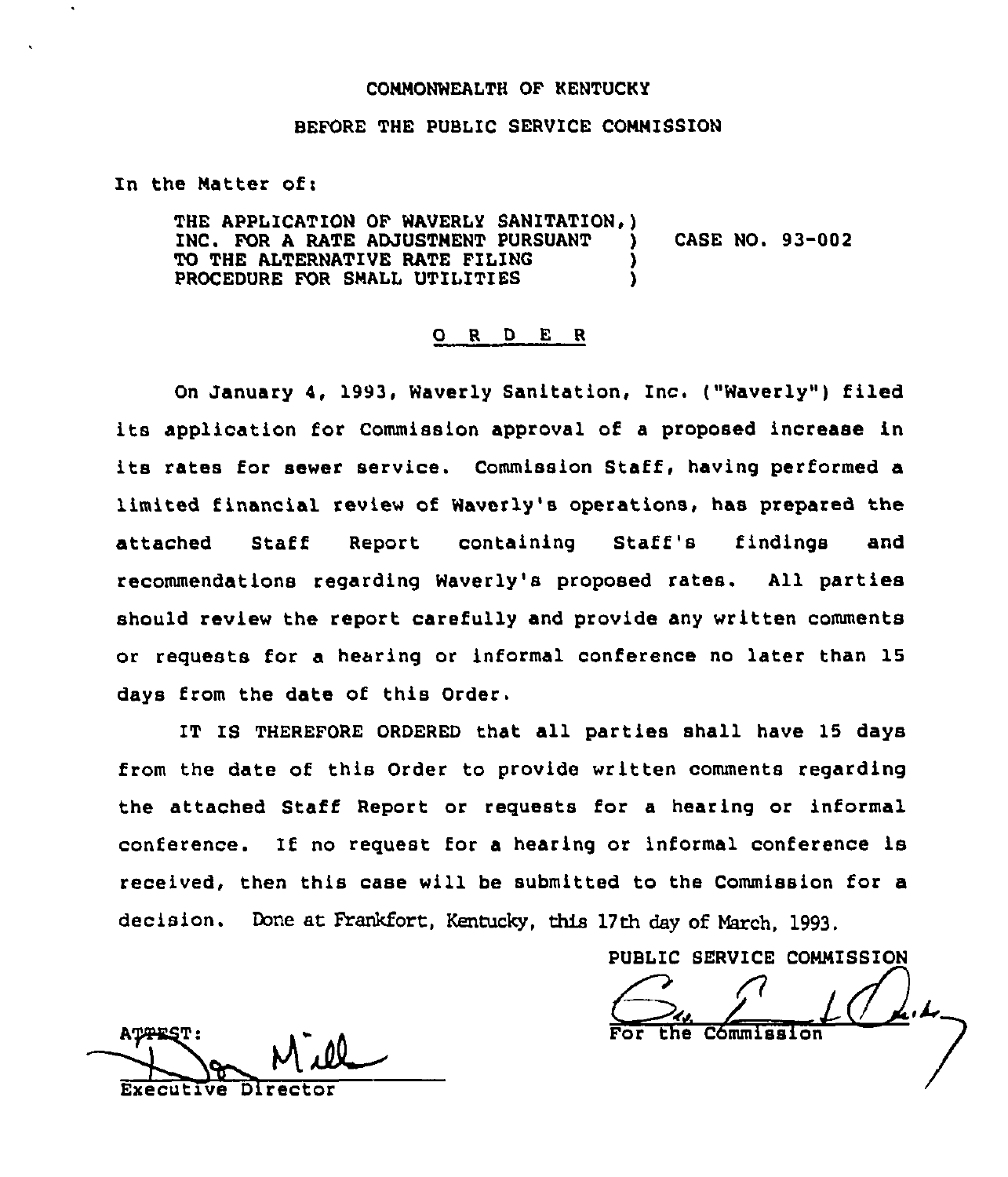COMMONWEALTH OF KENTUCKY

BEFORE THE PUBLIC SERVICE COMMISSION

In the Matter of:

THE APPLICATION OF WAVERLY SANITATION, INC. FOR A RATE ADJUSTMENT PURSUANT TO THE ALTERNATIVE RATE FILING PROCEDURE FOR SMALL UTILITIES ) CASE NO. 93-002

O R D E R

On January 4, 1993, Waverly Sanitation, Inc. ("Waverly") filed its application for Commission approval of a proposed increase in its rates for sewer service. Commission Staff, having performed a limited financial review of Waverly's operations, has prepared the attached Staff Report containing Staff's findings and recommendations regarding Waverly's proposed rates. All parties should review the report carefully and provide any written comments or requests for a hearing or informal conference no later than 15 days from the date of this Order.

IT IS THEREFORE ORDERED that all parties shall have 15 days from the date of this Order to provide written comments regarding the attached Staff Report or requests for a hearing or informal conference. If no request for a hearing or informal conference is received, then this case will be submitted to the Commission for a decision. Done at Frankfort, Kentucky, this 17th day of March, 1993.

PUBLIC SERVICE COMMISSION

For the Commission

ATTEST:

Executive Director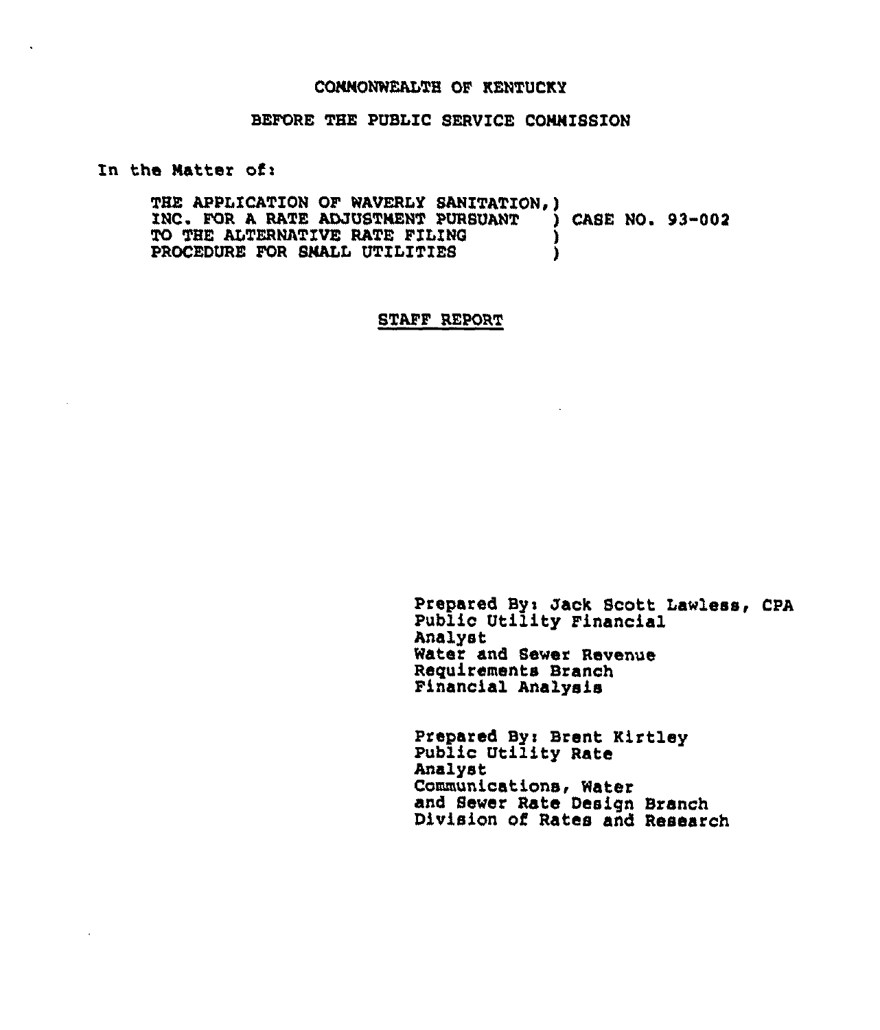COMMONWEALTH OF KENTUCKY

BEFORE THE PUBLIC SERVICE COMMISSION

In the Matter of:

THE APPLICATION OF WAVERLY SANITATION, ) INC. FOR A RATE ADJUSTMENT PURSUANT ) CASE NO. 93-002 TO THE ALTERNATIVE RATE FILING ) PROCEDURE FOR SMALL UTILITIES )

STAFF REPORT

Prepared By: Jack Scott Lawless, CPA
Public Utility Financial Analyst
Water and Sewer Revenue Requirements Branch
Financial Analysis

Prepared By: Brent Kirtley
Public Utility Rate Analyst
Communications, Water and Sewer Rate Design Branch
Division of Rates and Research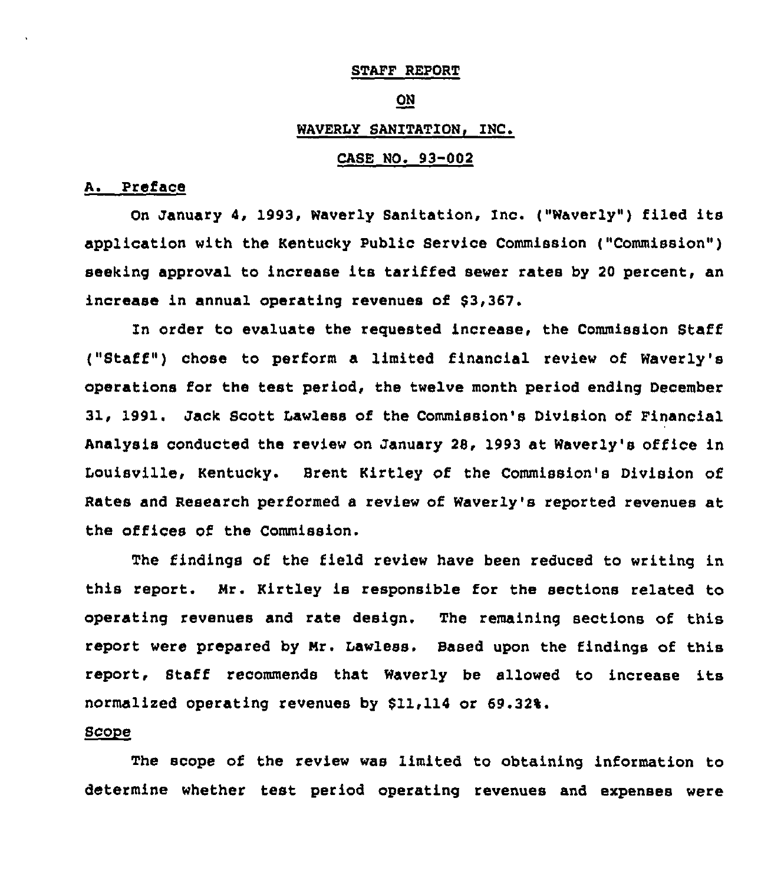STAFF REPORT

ON

WAVERLY SANITATION, INC.

CASE NO. 93-002

## A. Preface

On January 4, 1993, Waverly Sanitation, Inc. ("Waverly") filed its application with the Kentucky Public Service Commission ("Commission") seeking approval to increase its tariffed sewer rates by 20 percent, an increase in annual operating revenues of $3,367.

In order to evaluate the requested increase, the Commission Staff ("Staff") chose to perform a limited financial review of Waverly's operations for the test period, the twelve month period ending December 31, 1991. Jack Scott Lawless of the Commission's Division of Financial Analysis conducted the review on January 28, 1993 at Waverly's office in Louisville, Kentucky. Brent Kirtley of the Commission's Division of Rates and Research performed a review of Waverly's reported revenues at the offices of the Commission.

The findings of the field review have been reduced to writing in this report. Mr. Kirtley is responsible for the sections related to operating revenues and rate design. The remaining sections of this report were prepared by Mr. Lawless. Based upon the findings of this report, Staff recommends that Waverly be allowed to increase its normalized operating revenues by $11,114 or 69.32%.

## Scope

The scope of the review was limited to obtaining information to determine whether test period operating revenues and expenses were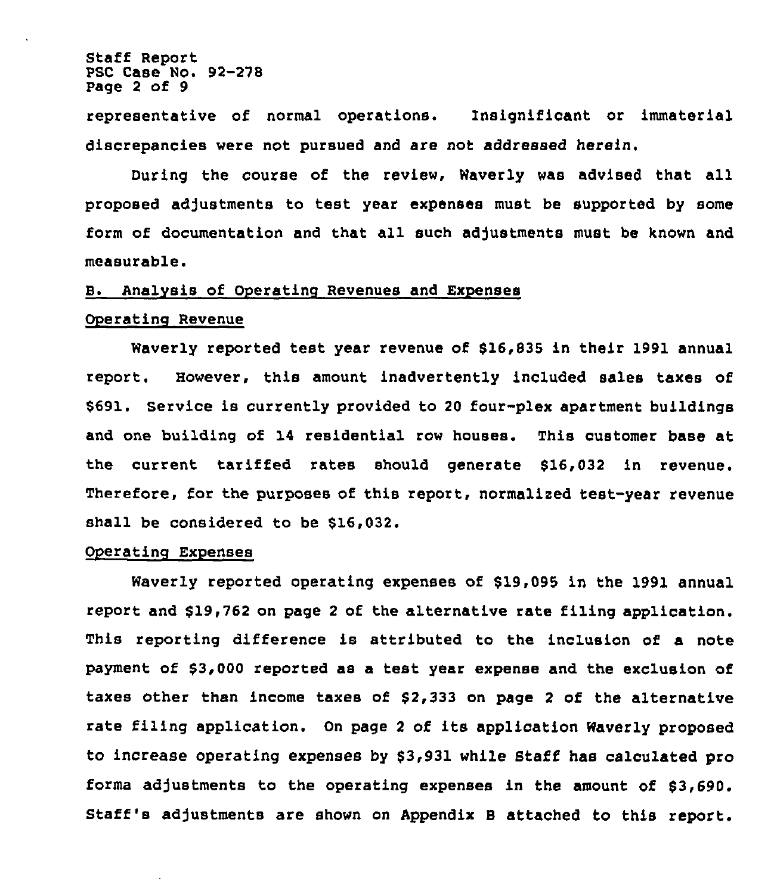representative of normal operations. Insignificant or immaterial discrepancies were not pursued and are not addressed herein.

During the course of the review, Waverly was advised that all proposed adjustments to test year expenses must be supported by some form of documentation and that all such adjustments must be known and measurable.

## B. Analysis of Operating Revenues and Expenses

### Operating Revenue

Waverly reported test year revenue of $16,835 in their 1991 annual report. However, this amount inadvertently included sales taxes of $691. Service is currently provided to 20 four-plex apartment buildings and one building of 14 residential row houses. This customer base at the current tariffed rates should generate $16,032 in revenue. Therefore, for the purposes of this report, normalized test-year revenue shall be considered to be $16,032.

### Operating Expenses

Waverly reported operating expenses of $19,095 in the 1991 annual report and $19,762 on page 2 of the alternative rate filing application. This reporting difference is attributed to the inclusion of a note payment of $3,000 reported as a test year expense and the exclusion of taxes other than income taxes of $2,333 on page 2 of the alternative rate filing application. On page 2 of its application Waverly proposed to increase operating expenses by $3,931 while Staff has calculated pro forma adjustments to the operating expenses in the amount of $3,690. Staff's adjustments are shown on Appendix B attached to this report.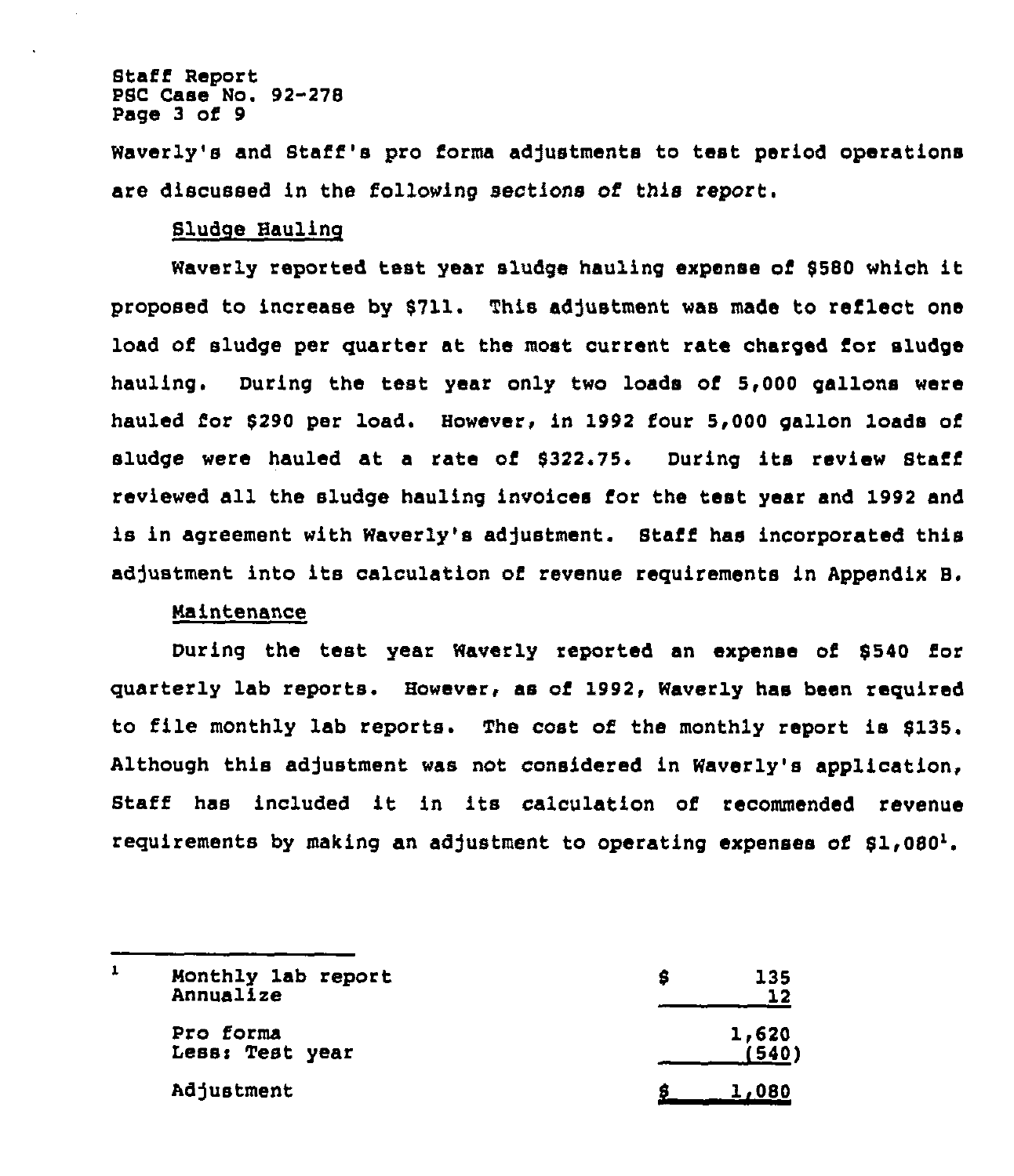Waverly's and Staff's pro forma adjustments to test period operations are discussed in the following sections of this report.

Sludge Hauling

Waverly reported test year sludge hauling expense of $580 which it proposed to increase by $711. This adjustment was made to reflect one load of sludge per quarter at the most current rate charged for sludge hauling. During the test year only two loads of 5,000 gallons were hauled for $290 per load. However, in 1992 four 5,000 gallon loads of sludge were hauled at a rate of $322.75. During its review Staff reviewed all the sludge hauling invoices for the test year and 1992 and is in agreement with Waverly's adjustment. Staff has incorporated this adjustment into its calculation of revenue requirements in Appendix B.

Maintenance

During the test year Waverly reported an expense of $540 for quarterly lab reports. However, as of 1992, Waverly has been required to file monthly lab reports. The cost of the monthly report is $135. Although this adjustment was not considered in Waverly's application, Staff has included it in its calculation of recommended revenue requirements by making an adjustment to operating expenses of $1,080[1].

---

[1]

| | |
|---|---|
| Monthly lab report | $ 135 |
| Annualize | 12 |
| Pro forma | 1,620 |
| Less: Test year | (540) |
| Adjustment | $ 1,080 |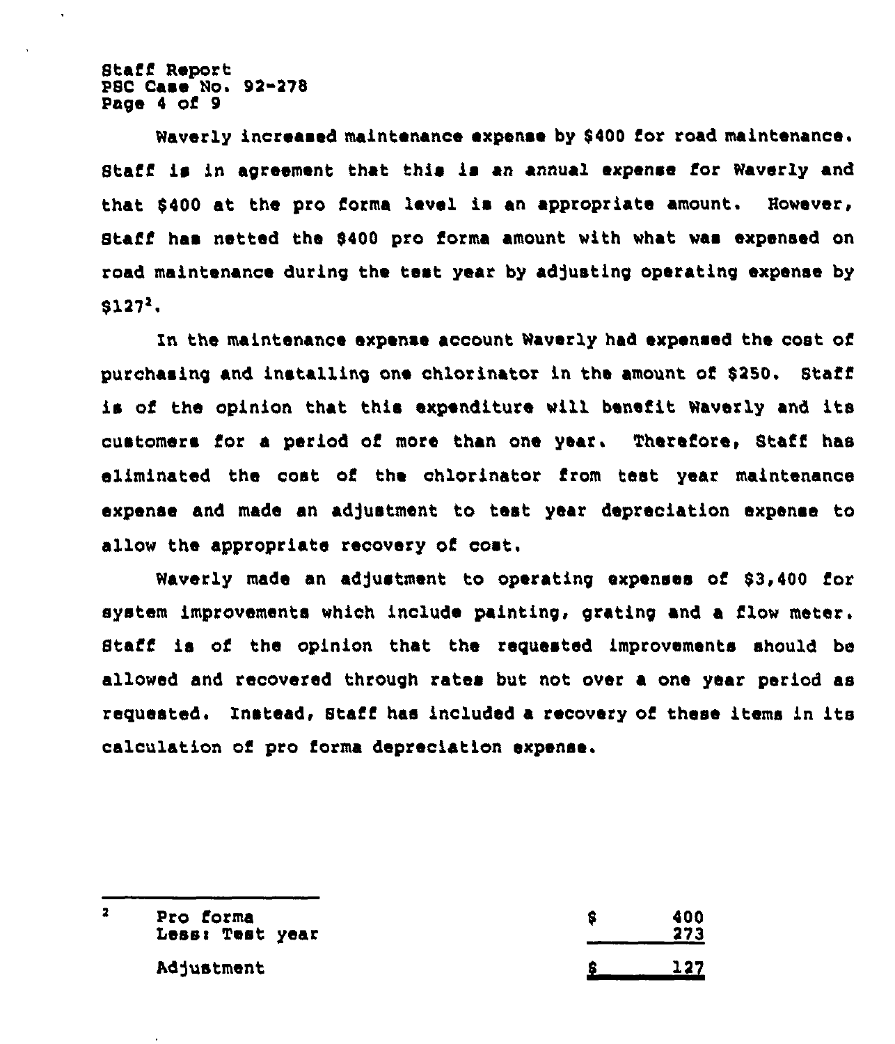Waverly increased maintenance expense by $400 for road maintenance. Staff is in agreement that this is an annual expense for Waverly and that $400 at the pro forma level is an appropriate amount. However, Staff has netted the $400 pro forma amount with what was expensed on road maintenance during the test year by adjusting operating expense by $127[2].

In the maintenance expense account Waverly had expensed the cost of purchasing and installing one chlorinator in the amount of $250. Staff is of the opinion that this expenditure will benefit Waverly and its customers for a period of more than one year. Therefore, Staff has eliminated the cost of the chlorinator from test year maintenance expense and made an adjustment to test year depreciation expense to allow the appropriate recovery of cost.

Waverly made an adjustment to operating expenses of $3,400 for system improvements which include painting, grating and a flow meter. Staff is of the opinion that the requested improvements should be allowed and recovered through rates but not over a one year period as requested. Instead, Staff has included a recovery of these items in its calculation of pro forma depreciation expense.

---

[2]

| | | |
|---|---|---|
| Pro forma | $ | 400 |
| Less: Test year | | 273 |
| Adjustment | $ | 127 |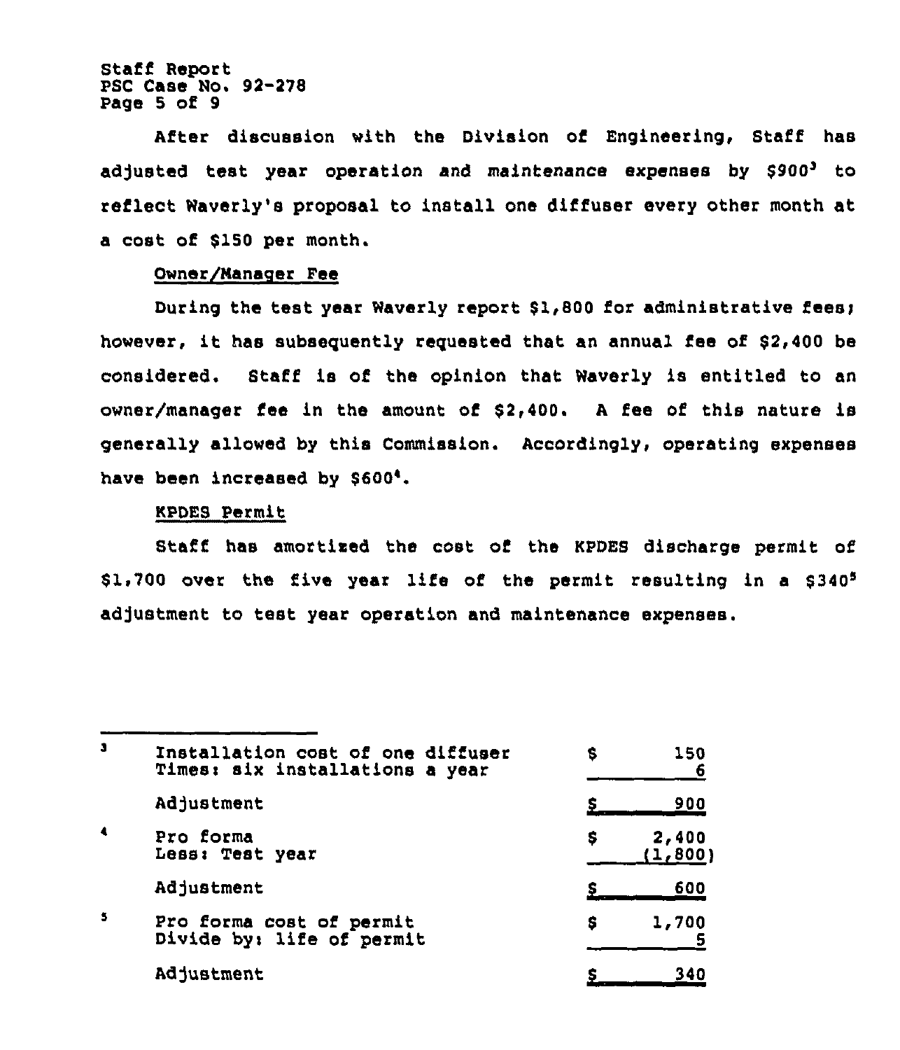After discussion with the Division of Engineering, Staff has adjusted test year operation and maintenance expenses by $900[3] to reflect Waverly's proposal to install one diffuser every other month at a cost of $150 per month.

Owner/Manager Fee

During the test year Waverly report $1,800 for administrative fees; however, it has subsequently requested that an annual fee of $2,400 be considered. Staff is of the opinion that Waverly is entitled to an owner/manager fee in the amount of $2,400. A fee of this nature is generally allowed by this Commission. Accordingly, operating expenses have been increased by $600[4].

KPDES Permit

Staff has amortized the cost of the KPDES discharge permit of $1,700 over the five year life of the permit resulting in a $340[5] adjustment to test year operation and maintenance expenses.

---

[3]

| | |
|---|---|
| Installation cost of one diffuser | $ 150 |
| Times: six installations a year | 6 |
| Adjustment | $ 900 |

[4]

| | |
|---|---|
| Pro forma | $ 2,400 |
| Less: Test year | (1,800) |
| Adjustment | $ 600 |

[5]

| | |
|---|---|
| Pro forma cost of permit | $ 1,700 |
| Divide by: life of permit | 5 |
| Adjustment | $ 340 |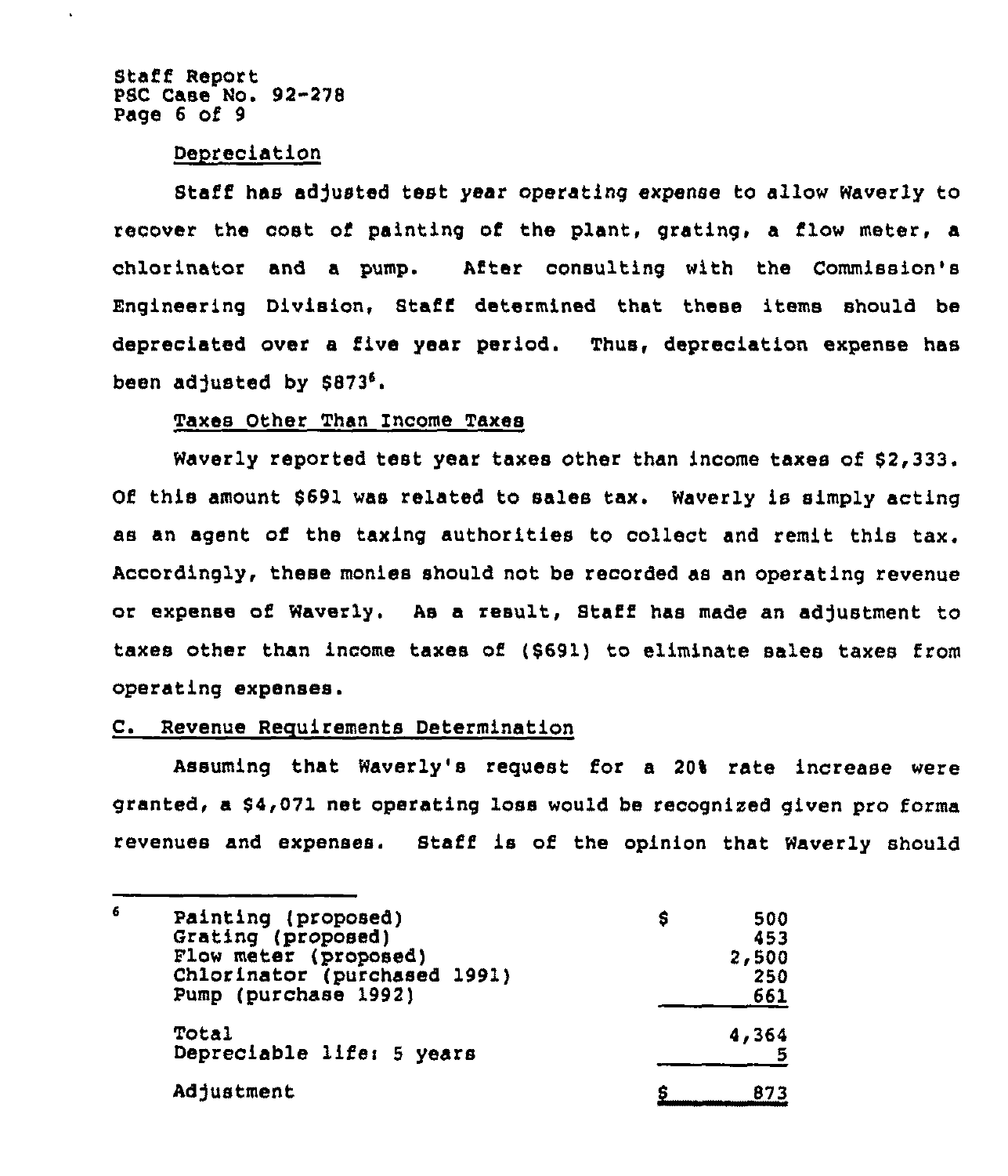### Depreciation

Staff has adjusted test year operating expense to allow Waverly to recover the cost of painting of the plant, grating, a flow meter, a chlorinator and a pump. After consulting with the Commission's Engineering Division, Staff determined that these items should be depreciated over a five year period. Thus, depreciation expense has been adjusted by $873[6].

### Taxes Other Than Income Taxes

Waverly reported test year taxes other than income taxes of $2,333. Of this amount $691 was related to sales tax. Waverly is simply acting as an agent of the taxing authorities to collect and remit this tax. Accordingly, these monies should not be recorded as an operating revenue or expense of Waverly. As a result, Staff has made an adjustment to taxes other than income taxes of ($691) to eliminate sales taxes from operating expenses.

## C. Revenue Requirements Determination

Assuming that Waverly's request for a 20% rate increase were granted, a $4,071 net operating loss would be recognized given pro forma revenues and expenses. Staff is of the opinion that Waverly should

---

[6]

| | |
|---|---|
| Painting (proposed) | $ 500 |
| Grating (proposed) | 453 |
| Flow meter (proposed) | 2,500 |
| Chlorinator (purchased 1991) | 250 |
| Pump (purchase 1992) | 661 |
| Total | 4,364 |
| Depreciable life: 5 years | 5 |
| Adjustment | $ 873 |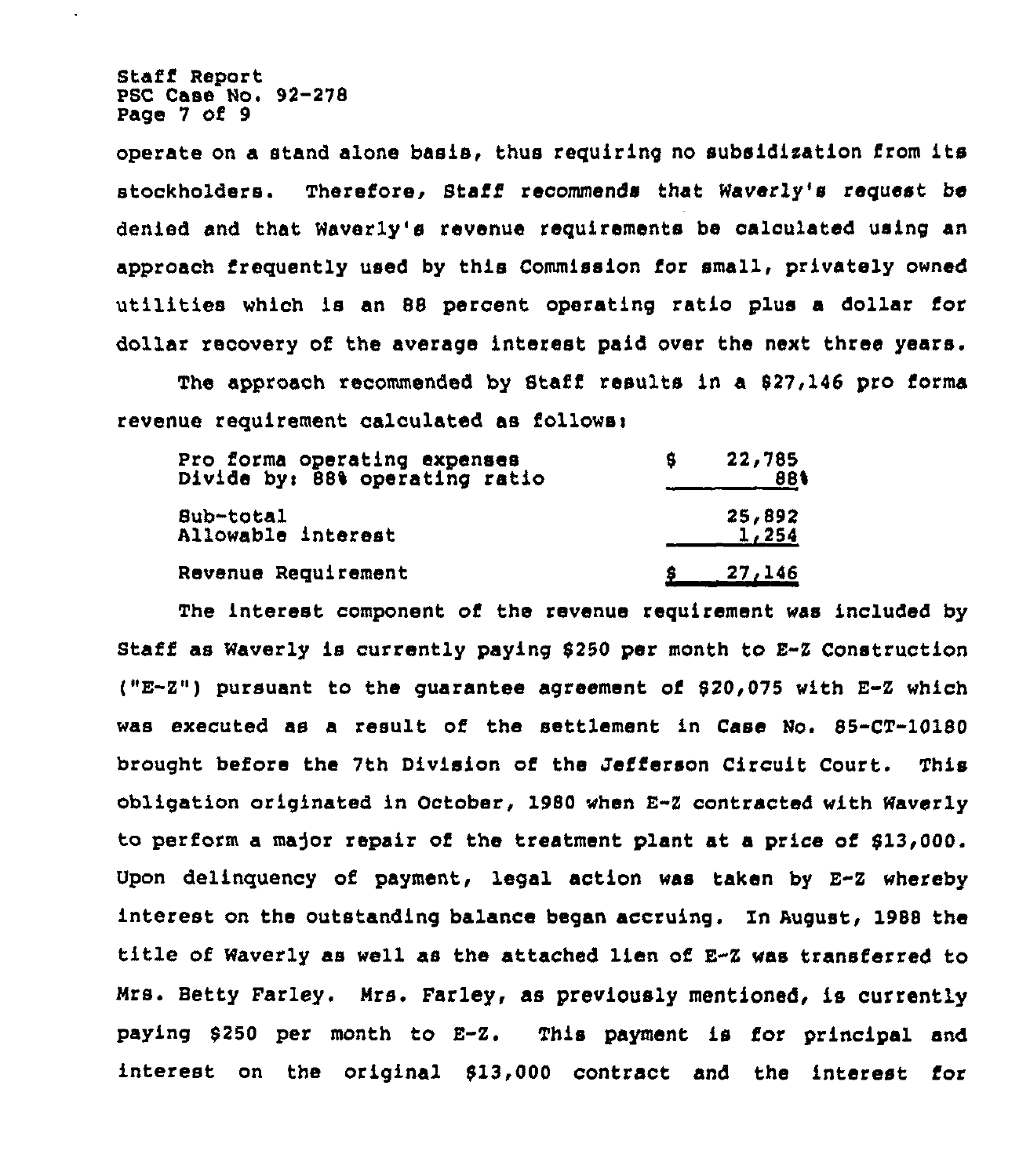operate on a stand alone basis, thus requiring no subsidization from its stockholders. Therefore, Staff recommends that Waverly's request be denied and that Waverly's revenue requirements be calculated using an approach frequently used by this Commission for small, privately owned utilities which is an 88 percent operating ratio plus a dollar for dollar recovery of the average interest paid over the next three years.

The approach recommended by Staff results in a $27,146 pro forma revenue requirement calculated as follows:

| | |
|---|---|
| Pro forma operating expenses | $ 22,785 |
| Divide by: 88% operating ratio | 88% |
| Sub-total | 25,892 |
| Allowable interest | 1,254 |
| Revenue Requirement | $ 27,146 |

The interest component of the revenue requirement was included by Staff as Waverly is currently paying $250 per month to E-Z Construction ("E-Z") pursuant to the guarantee agreement of $20,075 with E-Z which was executed as a result of the settlement in Case No. 85-CT-10180 brought before the 7th Division of the Jefferson Circuit Court. This obligation originated in October, 1980 when E-Z contracted with Waverly to perform a major repair of the treatment plant at a price of $13,000. Upon delinquency of payment, legal action was taken by E-Z whereby interest on the outstanding balance began accruing. In August, 1988 the title of Waverly as well as the attached lien of E-Z was transferred to Mrs. Betty Farley. Mrs. Farley, as previously mentioned, is currently paying $250 per month to E-Z. This payment is for principal and interest on the original $13,000 contract and the interest for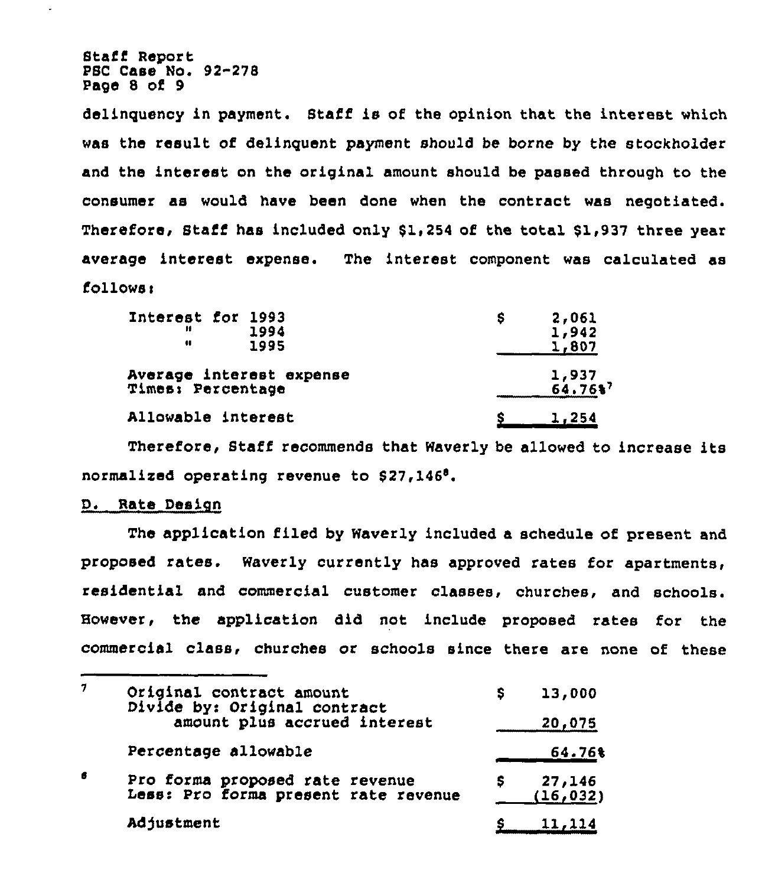delinquency in payment. Staff is of the opinion that the interest which was the result of delinquent payment should be borne by the stockholder and the interest on the original amount should be passed through to the consumer as would have been done when the contract was negotiated. Therefore, Staff has included only $1,254 of the total $1,937 three year average interest expense. The interest component was calculated as follows:

| | |
|---|---|
| Interest for 1993 | $ 2,061 |
| " 1994 | 1,942 |
| " 1995 | 1,807 |
| Average interest expense | 1,937 |
| Times: Percentage | 64.76%[7] |
| Allowable interest | $ 1,254 |

Therefore, Staff recommends that Waverly be allowed to increase its normalized operating revenue to $27,146[8].

D. Rate Design

The application filed by Waverly included a schedule of present and proposed rates. Waverly currently has approved rates for apartments, residential and commercial customer classes, churches, and schools. However, the application did not include proposed rates for the commercial class, churches or schools since there are none of these

---

[7]

| | |
|---|---|
| Original contract amount | $ 13,000 |
| Divide by: Original contract amount plus accrued interest | 20,075 |
| Percentage allowable | 64.76% |

[8]

| | |
|---|---|
| Pro forma proposed rate revenue | $ 27,146 |
| Less: Pro forma present rate revenue | (16,032) |
| Adjustment | $ 11,114 |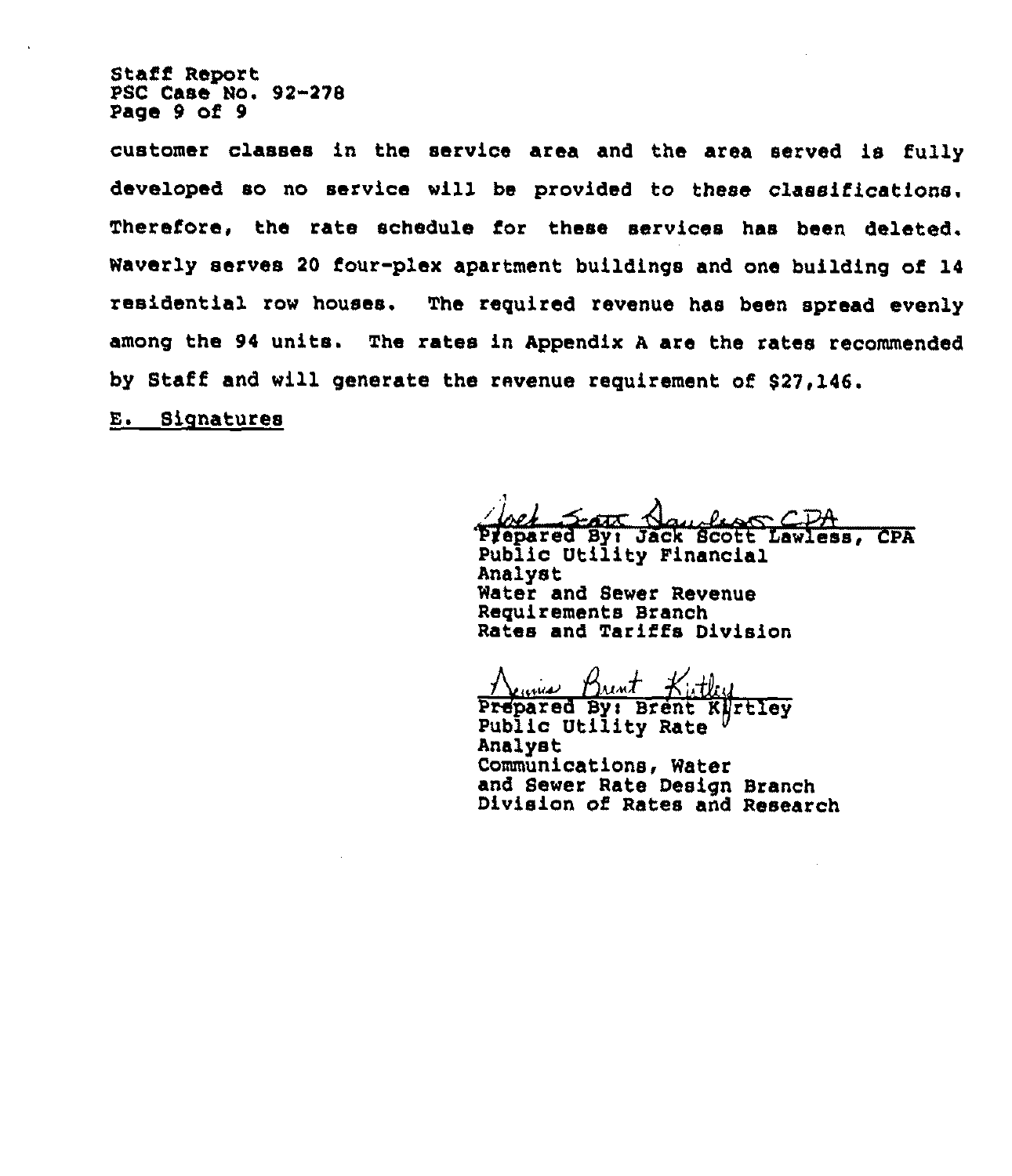customer classes in the service area and the area served is fully developed so no service will be provided to these classifications. Therefore, the rate schedule for these services has been deleted. Waverly serves 20 four-plex apartment buildings and one building of 14 residential row houses. The required revenue has been spread evenly among the 94 units. The rates in Appendix A are the rates recommended by Staff and will generate the revenue requirement of $27,146.

E. Signatures

Prepared By: Jack Scott Lawless, CPA
Public Utility Financial Analyst
Water and Sewer Revenue Requirements Branch
Rates and Tariffs Division

Prepared By: Brent Kirtley
Public Utility Rate Analyst
Communications, Water and Sewer Rate Design Branch
Division of Rates and Research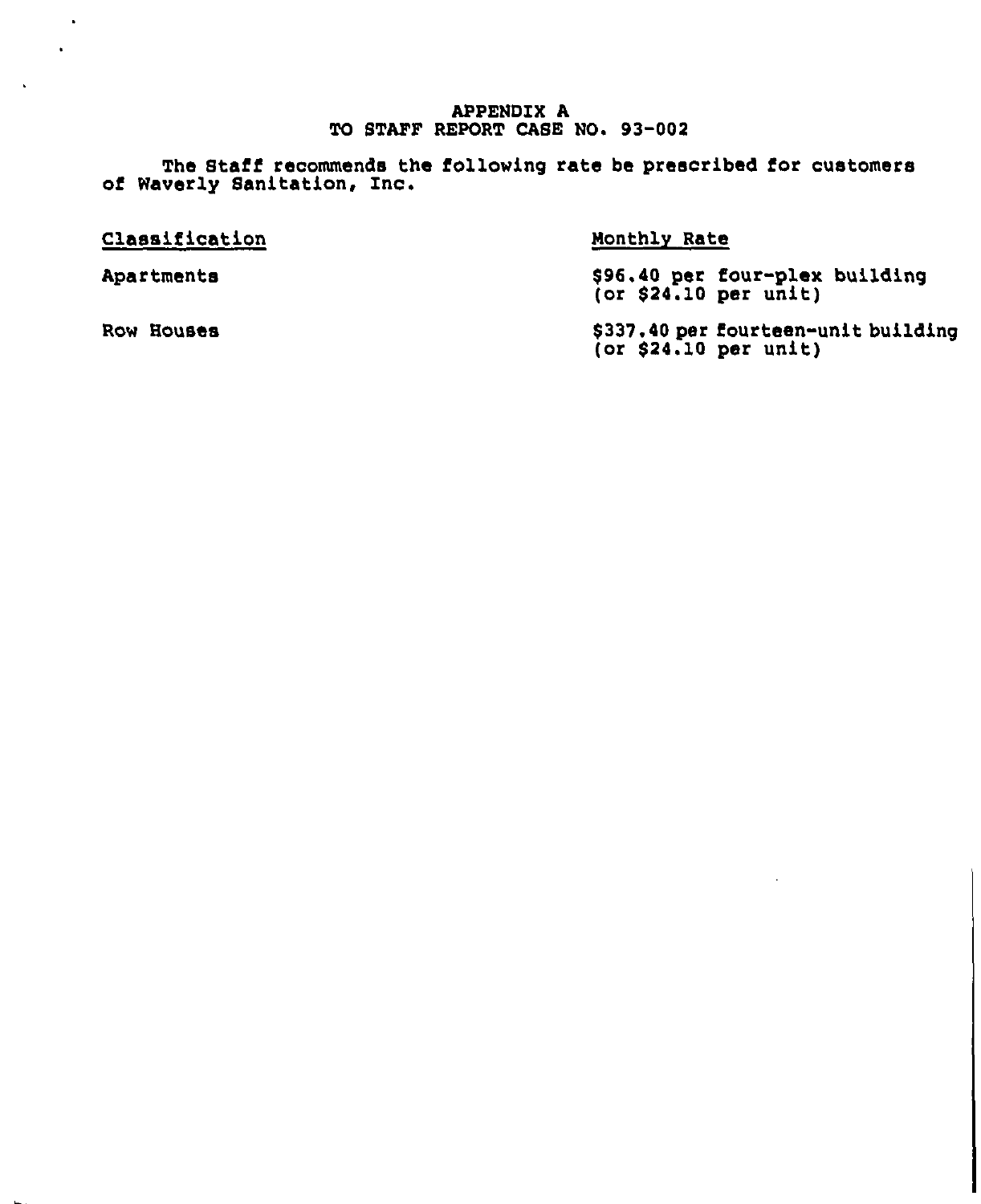# APPENDIX A
## TO STAFF REPORT CASE NO. 93-002

The Staff recommends the following rate be prescribed for customers of Waverly Sanitation, Inc.

| Classification | Monthly Rate |
|---|---|
| Apartments | $96.40 per four-plex building (or $24.10 per unit) |
| Row Houses | $337.40 per fourteen-unit building (or $24.10 per unit) |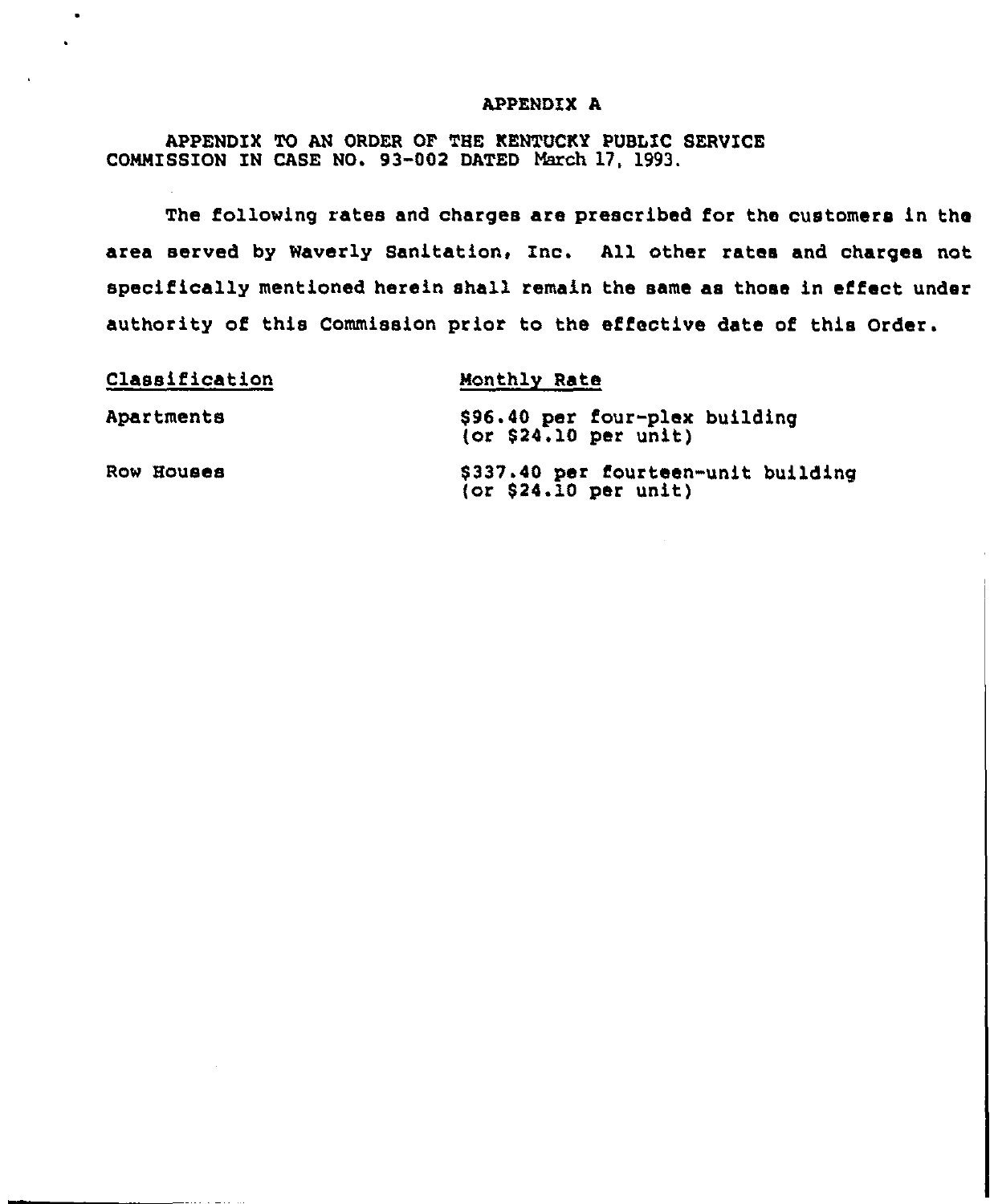# APPENDIX A

APPENDIX TO AN ORDER OF THE KENTUCKY PUBLIC SERVICE COMMISSION IN CASE NO. 93-002 DATED March 17, 1993.

The following rates and charges are prescribed for the customers in the area served by Waverly Sanitation, Inc. All other rates and charges not specifically mentioned herein shall remain the same as those in effect under authority of this Commission prior to the effective date of this Order.

| Classification | Monthly Rate |
|---|---|
| Apartments | $96.40 per four-plex building (or $24.10 per unit) |
| Row Houses | $337.40 per fourteen-unit building (or $24.10 per unit) |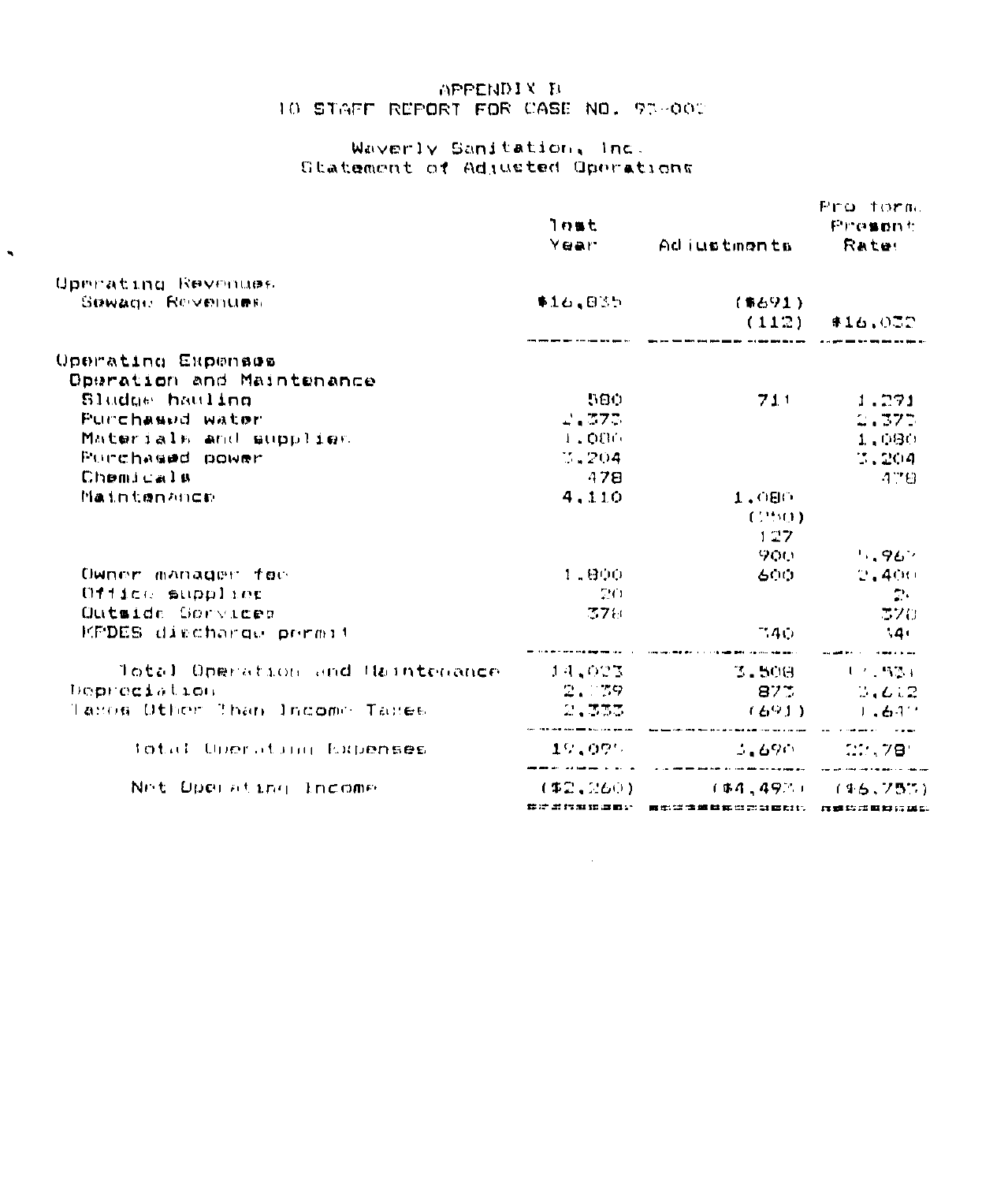APPENDIX B
TO STAFF REPORT FOR CASE NO. 93-002

Waverly Sanitation, Inc.
Statement of Adjusted Operations

| | Test Year | Adjustments | Pro forma Present Rates |
|---|---|---|---|
| Operating Revenues | | | |
| Sewage Revenues | $16,835 | ($691) | |
| | | (112) | $16,032 |
| Operating Expenses | | | |
| Operation and Maintenance | | | |
| Sludge hauling | 580 | 711 | 1,291 |
| Purchased water | 2,373 | | 2,373 |
| Materials and supplies | 1,080 | | 1,080 |
| Purchased power | 3,204 | | 3,204 |
| Chemicals | 478 | | 478 |
| Maintenance | 4,110 | 1,080 | |
| | | (250) | |
| | | 127 | |
| | | 900 | 5,967 |
| Owner manager fee | 1,800 | 600 | 2,400 |
| Office supplies | 20 | | 20 |
| Outside Services | 378 | | 378 |
| KPDES discharge permit | | 340 | 340 |
| Total Operation and Maintenance | 14,023 | 3,508 | 17,531 |
| Depreciation | 2,739 | 873 | 3,612 |
| Taxes Other Than Income Taxes | 2,333 | (691) | 1,642 |
| Total Operating Expenses | 19,095 | 3,690 | 22,785 |
| Net Operating Income | ($2,260) | ($4,493) | ($6,753) |